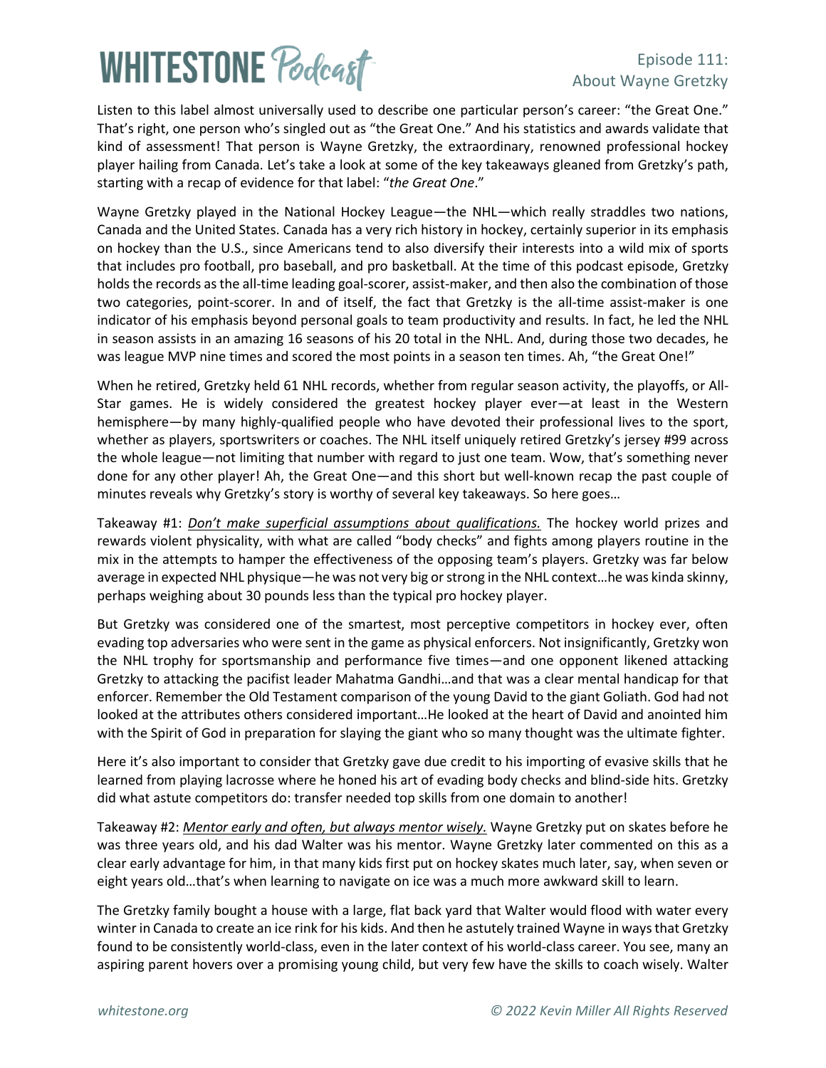# WHITESTONE Podcast

## Episode 111: About Wayne Gretzky

Listen to this label almost universally used to describe one particular person's career: "the Great One." That's right, one person who's singled out as "the Great One." And his statistics and awards validate that kind of assessment! That person is Wayne Gretzky, the extraordinary, renowned professional hockey player hailing from Canada. Let's take a look at some of the key takeaways gleaned from Gretzky's path, starting with a recap of evidence for that label: "*the Great One*."

Wayne Gretzky played in the National Hockey League—the NHL—which really straddles two nations, Canada and the United States. Canada has a very rich history in hockey, certainly superior in its emphasis on hockey than the U.S., since Americans tend to also diversify their interests into a wild mix of sports that includes pro football, pro baseball, and pro basketball. At the time of this podcast episode, Gretzky holds the records as the all-time leading goal-scorer, assist-maker, and then also the combination of those two categories, point-scorer. In and of itself, the fact that Gretzky is the all-time assist-maker is one indicator of his emphasis beyond personal goals to team productivity and results. In fact, he led the NHL in season assists in an amazing 16 seasons of his 20 total in the NHL. And, during those two decades, he was league MVP nine times and scored the most points in a season ten times. Ah, "the Great One!"

When he retired, Gretzky held 61 NHL records, whether from regular season activity, the playoffs, or All-Star games. He is widely considered the greatest hockey player ever—at least in the Western hemisphere—by many highly-qualified people who have devoted their professional lives to the sport, whether as players, sportswriters or coaches. The NHL itself uniquely retired Gretzky's jersey #99 across the whole league—not limiting that number with regard to just one team. Wow, that's something never done for any other player! Ah, the Great One—and this short but well-known recap the past couple of minutes reveals why Gretzky's story is worthy of several key takeaways. So here goes…

Takeaway #1: ***Don't make superficial assumptions about qualifications.*** The hockey world prizes and rewards violent physicality, with what are called "body checks" and fights among players routine in the mix in the attempts to hamper the effectiveness of the opposing team's players. Gretzky was far below average in expected NHL physique—he was not very big or strong in the NHL context…he was kinda skinny, perhaps weighing about 30 pounds less than the typical pro hockey player.

But Gretzky was considered one of the smartest, most perceptive competitors in hockey ever, often evading top adversaries who were sent in the game as physical enforcers. Not insignificantly, Gretzky won the NHL trophy for sportsmanship and performance five times—and one opponent likened attacking Gretzky to attacking the pacifist leader Mahatma Gandhi…and that was a clear mental handicap for that enforcer. Remember the Old Testament comparison of the young David to the giant Goliath. God had not looked at the attributes others considered important…He looked at the heart of David and anointed him with the Spirit of God in preparation for slaying the giant who so many thought was the ultimate fighter.

Here it's also important to consider that Gretzky gave due credit to his importing of evasive skills that he learned from playing lacrosse where he honed his art of evading body checks and blind-side hits. Gretzky did what astute competitors do: transfer needed top skills from one domain to another!

Takeaway #2: ***Mentor early and often, but always mentor wisely.*** Wayne Gretzky put on skates before he was three years old, and his dad Walter was his mentor. Wayne Gretzky later commented on this as a clear early advantage for him, in that many kids first put on hockey skates much later, say, when seven or eight years old…that's when learning to navigate on ice was a much more awkward skill to learn.

The Gretzky family bought a house with a large, flat back yard that Walter would flood with water every winter in Canada to create an ice rink for his kids. And then he astutely trained Wayne in ways that Gretzky found to be consistently world-class, even in the later context of his world-class career. You see, many an aspiring parent hovers over a promising young child, but very few have the skills to coach wisely. Walter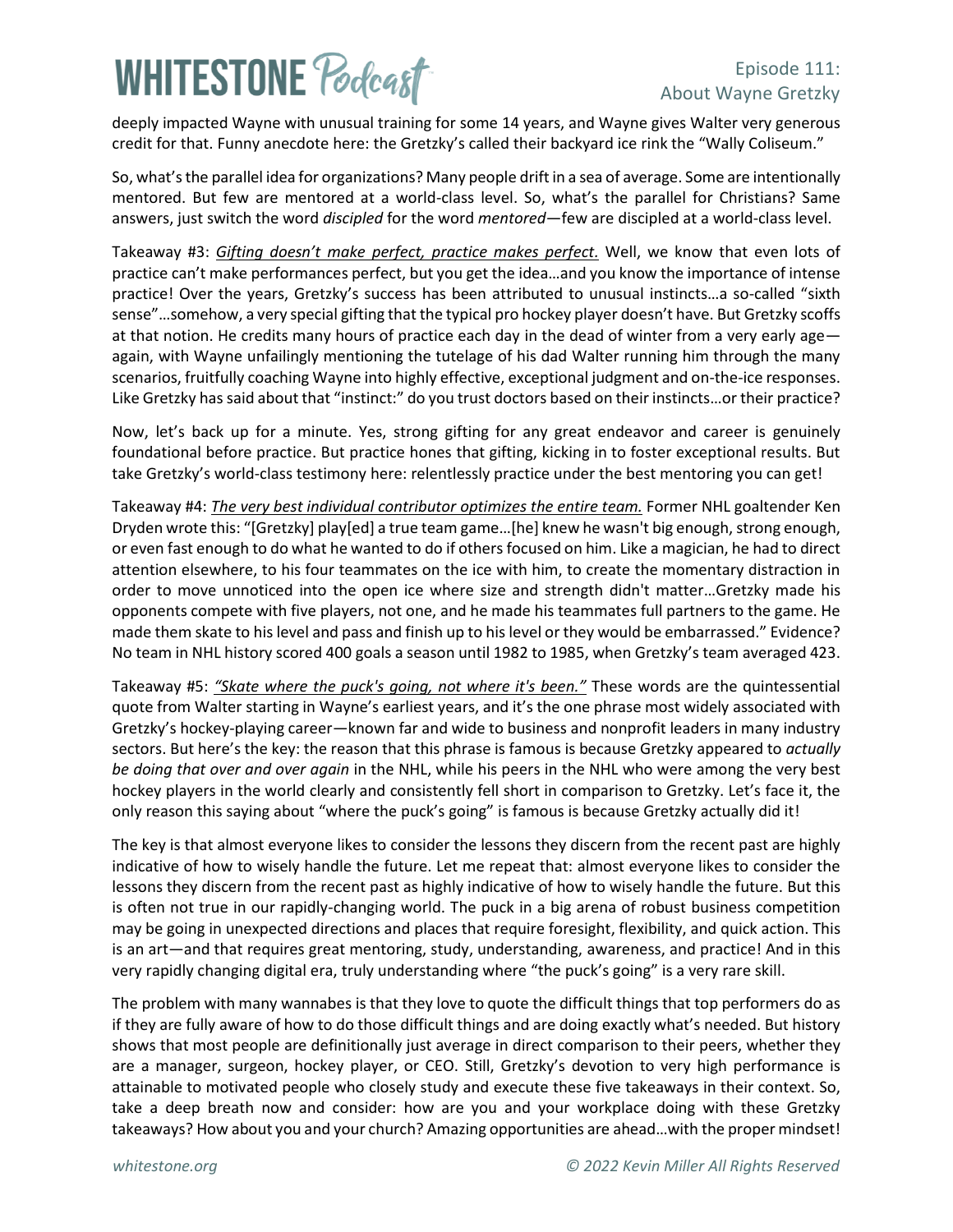deeply impacted Wayne with unusual training for some 14 years, and Wayne gives Walter very generous credit for that. Funny anecdote here: the Gretzky's called their backyard ice rink the "Wally Coliseum."

So, what's the parallel idea for organizations? Many people drift in a sea of average. Some are intentionally mentored. But few are mentored at a world-class level. So, what's the parallel for Christians? Same answers, just switch the word *discipled* for the word *mentored*—few are discipled at a world-class level.

Takeaway #3: ***Gifting doesn't make perfect, practice makes perfect.*** Well, we know that even lots of practice can't make performances perfect, but you get the idea…and you know the importance of intense practice! Over the years, Gretzky's success has been attributed to unusual instincts…a so-called "sixth sense"…somehow, a very special gifting that the typical pro hockey player doesn't have. But Gretzky scoffs at that notion. He credits many hours of practice each day in the dead of winter from a very early age—again, with Wayne unfailingly mentioning the tutelage of his dad Walter running him through the many scenarios, fruitfully coaching Wayne into highly effective, exceptional judgment and on-the-ice responses. Like Gretzky has said about that "instinct:" do you trust doctors based on their instincts…or their practice?

Now, let's back up for a minute. Yes, strong gifting for any great endeavor and career is genuinely foundational before practice. But practice hones that gifting, kicking in to foster exceptional results. But take Gretzky's world-class testimony here: relentlessly practice under the best mentoring you can get!

Takeaway #4: ***The very best individual contributor optimizes the entire team.*** Former NHL goaltender Ken Dryden wrote this: "[Gretzky] play[ed] a true team game…[he] knew he wasn't big enough, strong enough, or even fast enough to do what he wanted to do if others focused on him. Like a magician, he had to direct attention elsewhere, to his four teammates on the ice with him, to create the momentary distraction in order to move unnoticed into the open ice where size and strength didn't matter…Gretzky made his opponents compete with five players, not one, and he made his teammates full partners to the game. He made them skate to his level and pass and finish up to his level or they would be embarrassed." Evidence? No team in NHL history scored 400 goals a season until 1982 to 1985, when Gretzky's team averaged 423.

Takeaway #5: ***"Skate where the puck's going, not where it's been."*** These words are the quintessential quote from Walter starting in Wayne's earliest years, and it's the one phrase most widely associated with Gretzky's hockey-playing career—known far and wide to business and nonprofit leaders in many industry sectors. But here's the key: the reason that this phrase is famous is because Gretzky appeared to *actually be doing that over and over again* in the NHL, while his peers in the NHL who were among the very best hockey players in the world clearly and consistently fell short in comparison to Gretzky. Let's face it, the only reason this saying about "where the puck's going" is famous is because Gretzky actually did it!

The key is that almost everyone likes to consider the lessons they discern from the recent past are highly indicative of how to wisely handle the future. Let me repeat that: almost everyone likes to consider the lessons they discern from the recent past as highly indicative of how to wisely handle the future. But this is often not true in our rapidly-changing world. The puck in a big arena of robust business competition may be going in unexpected directions and places that require foresight, flexibility, and quick action. This is an art—and that requires great mentoring, study, understanding, awareness, and practice! And in this very rapidly changing digital era, truly understanding where "the puck's going" is a very rare skill.

The problem with many wannabes is that they love to quote the difficult things that top performers do as if they are fully aware of how to do those difficult things and are doing exactly what's needed. But history shows that most people are definitionally just average in direct comparison to their peers, whether they are a manager, surgeon, hockey player, or CEO. Still, Gretzky's devotion to very high performance is attainable to motivated people who closely study and execute these five takeaways in their context. So, take a deep breath now and consider: how are you and your workplace doing with these Gretzky takeaways? How about you and your church? Amazing opportunities are ahead…with the proper mindset!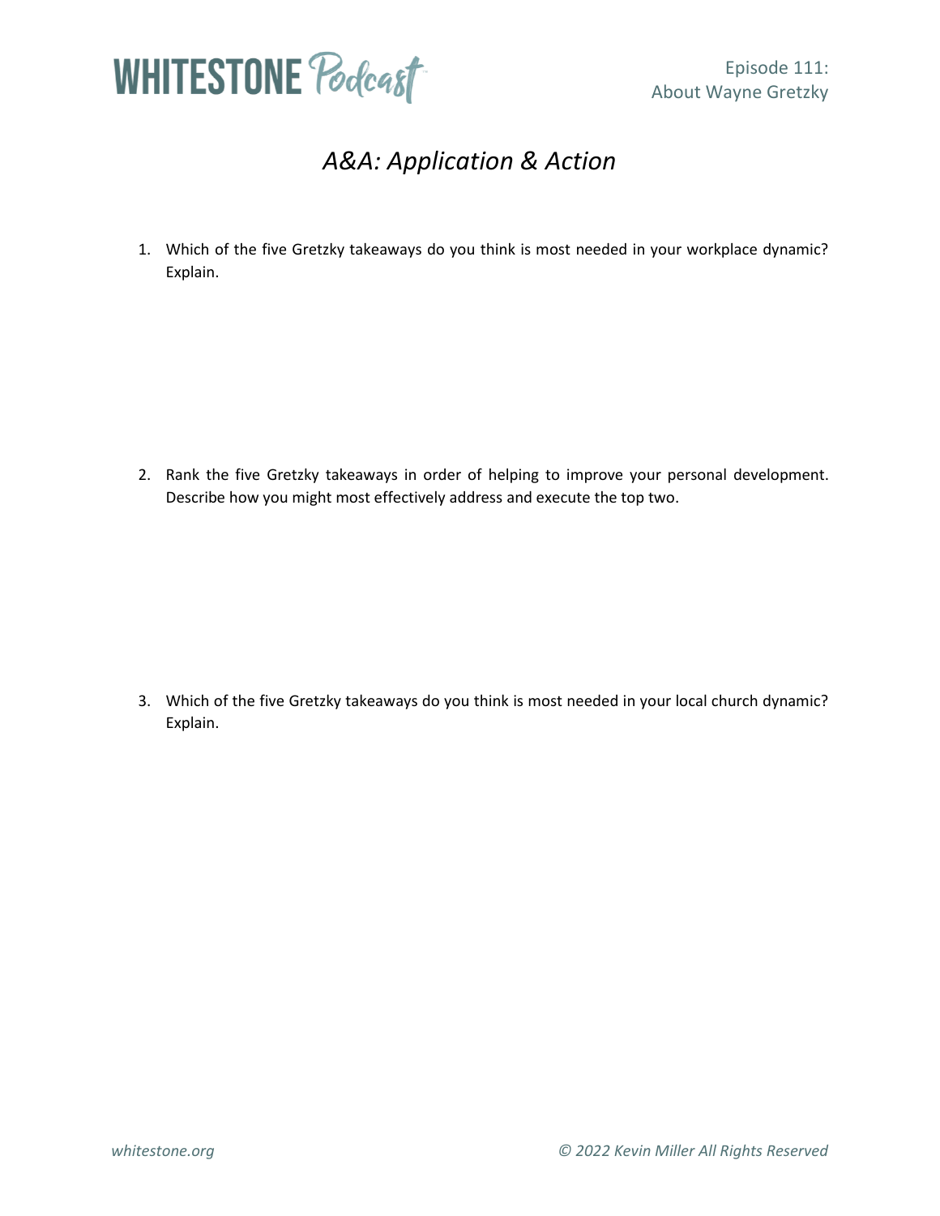# A&A: Application & Action

1. Which of the five Gretzky takeaways do you think is most needed in your workplace dynamic? Explain.

2. Rank the five Gretzky takeaways in order of helping to improve your personal development. Describe how you might most effectively address and execute the top two.

3. Which of the five Gretzky takeaways do you think is most needed in your local church dynamic? Explain.